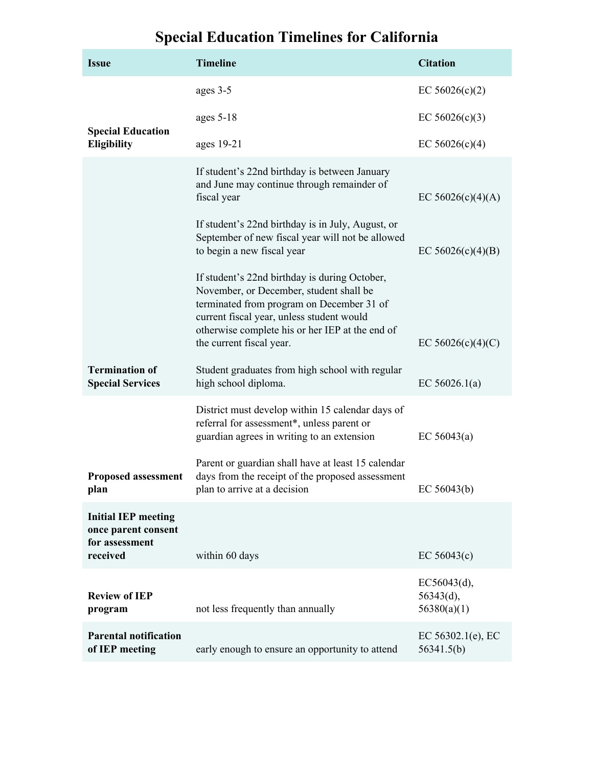# Special Education Timelines for California

| Issue | Timeline | Citation |
|---|---|---|
| **Special Education Eligibility** | ages 3-5 | EC 56026(c)(2) |
| | ages 5-18 | EC 56026(c)(3) |
| | ages 19-21 | EC 56026(c)(4) |
| **Termination of Special Services** | If student's 22nd birthday is between January and June may continue through remainder of fiscal year | EC 56026(c)(4)(A) |
| | If student's 22nd birthday is in July, August, or September of new fiscal year will not be allowed to begin a new fiscal year | EC 56026(c)(4)(B) |
| | If student's 22nd birthday is during October, November, or December, student shall be terminated from program on December 31 of current fiscal year, unless student would otherwise complete his or her IEP at the end of the current fiscal year. | EC 56026(c)(4)(C) |
| | Student graduates from high school with regular high school diploma. | EC 56026.1(a) |
| **Proposed assessment plan** | District must develop within 15 calendar days of referral for assessment*, unless parent or guardian agrees in writing to an extension | EC 56043(a) |
| | Parent or guardian shall have at least 15 calendar days from the receipt of the proposed assessment plan to arrive at a decision | EC 56043(b) |
| **Initial IEP meeting once parent consent for assessment received** | within 60 days | EC 56043(c) |
| **Review of IEP program** | not less frequently than annually | EC56043(d), 56343(d), 56380(a)(1) |
| **Parental notification of IEP meeting** | early enough to ensure an opportunity to attend | EC 56302.1(e), EC 56341.5(b) |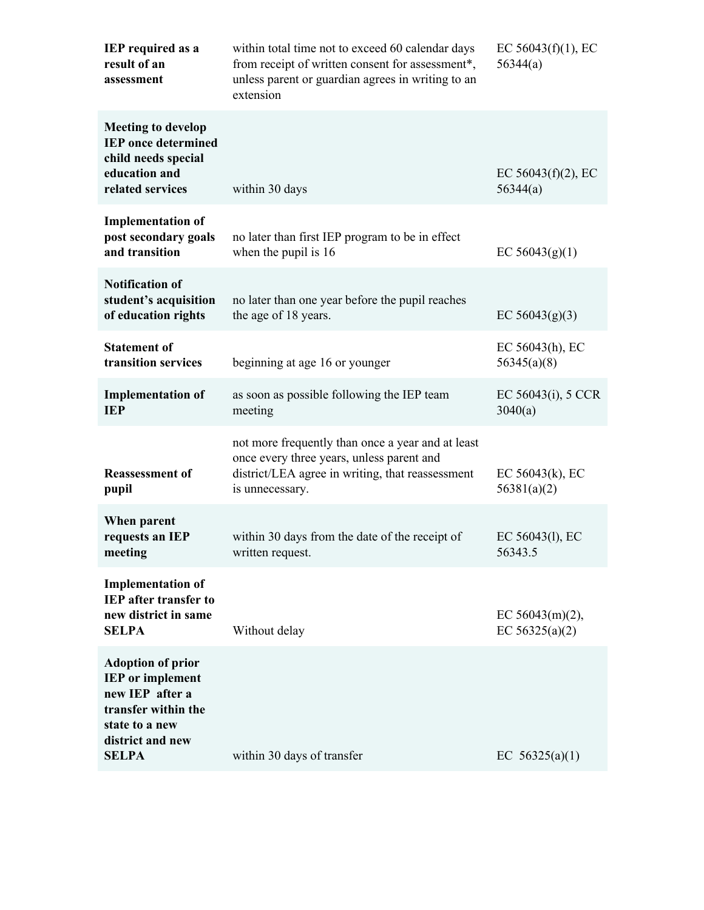| | | |
|---|---|---|
| **IEP required as a result of an assessment** | within total time not to exceed 60 calendar days from receipt of written consent for assessment*, unless parent or guardian agrees in writing to an extension | EC 56043(f)(1), EC 56344(a) |
| **Meeting to develop IEP once determined child needs special education and related services** | within 30 days | EC 56043(f)(2), EC 56344(a) |
| **Implementation of post secondary goals and transition** | no later than first IEP program to be in effect when the pupil is 16 | EC 56043(g)(1) |
| **Notification of student's acquisition of education rights** | no later than one year before the pupil reaches the age of 18 years. | EC 56043(g)(3) |
| **Statement of transition services** | beginning at age 16 or younger | EC 56043(h), EC 56345(a)(8) |
| **Implementation of IEP** | as soon as possible following the IEP team meeting | EC 56043(i), 5 CCR 3040(a) |
| **Reassessment of pupil** | not more frequently than once a year and at least once every three years, unless parent and district/LEA agree in writing, that reassessment is unnecessary. | EC 56043(k), EC 56381(a)(2) |
| **When parent requests an IEP meeting** | within 30 days from the date of the receipt of written request. | EC 56043(l), EC 56343.5 |
| **Implementation of IEP after transfer to new district in same SELPA** | Without delay | EC 56043(m)(2), EC 56325(a)(2) |
| **Adoption of prior IEP or implement new IEP after a transfer within the state to a new district and new SELPA** | within 30 days of transfer | EC 56325(a)(1) |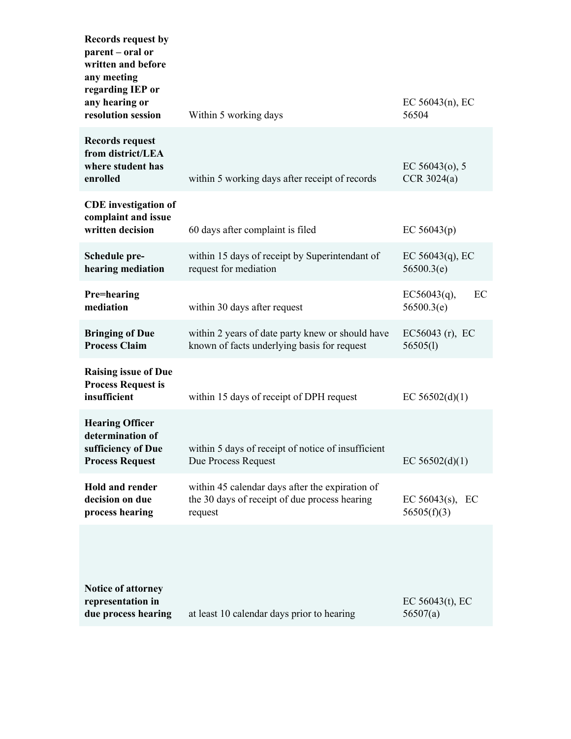| | | |
|---|---|---|
| **Records request by parent – oral or written and before any meeting regarding IEP or any hearing or resolution session** | Within 5 working days | EC 56043(n), EC 56504 |
| **Records request from district/LEA where student has enrolled** | within 5 working days after receipt of records | EC 56043(o), 5 CCR 3024(a) |
| **CDE investigation of complaint and issue written decision** | 60 days after complaint is filed | EC 56043(p) |
| **Schedule pre-hearing mediation** | within 15 days of receipt by Superintendant of request for mediation | EC 56043(q), EC 56500.3(e) |
| **Pre=hearing mediation** | within 30 days after request | EC56043(q), EC 56500.3(e) |
| **Bringing of Due Process Claim** | within 2 years of date party knew or should have known of facts underlying basis for request | EC56043 (r), EC 56505(l) |
| **Raising issue of Due Process Request is insufficient** | within 15 days of receipt of DPH request | EC 56502(d)(1) |
| **Hearing Officer determination of sufficiency of Due Process Request** | within 5 days of receipt of notice of insufficient Due Process Request | EC 56502(d)(1) |
| **Hold and render decision on due process hearing** | within 45 calendar days after the expiration of the 30 days of receipt of due process hearing request | EC 56043(s), EC 56505(f)(3) |
| **Notice of attorney representation in due process hearing** | at least 10 calendar days prior to hearing | EC 56043(t), EC 56507(a) |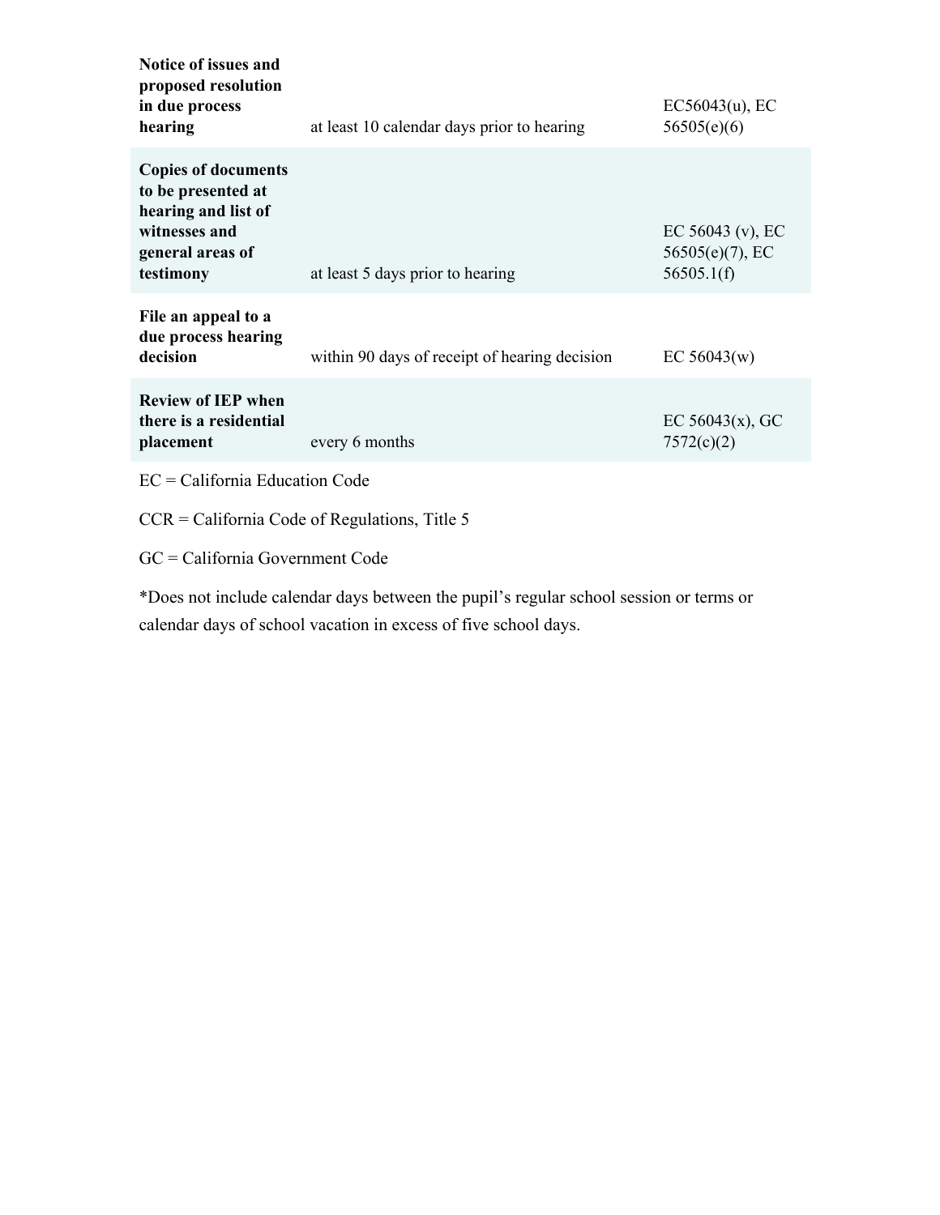| | | |
|---|---|---|
| **Notice of issues and proposed resolution in due process hearing** | at least 10 calendar days prior to hearing | EC56043(u), EC 56505(e)(6) |
| **Copies of documents to be presented at hearing and list of witnesses and general areas of testimony** | at least 5 days prior to hearing | EC 56043 (v), EC 56505(e)(7), EC 56505.1(f) |
| **File an appeal to a due process hearing decision** | within 90 days of receipt of hearing decision | EC 56043(w) |
| **Review of IEP when there is a residential placement** | every 6 months | EC 56043(x), GC 7572(c)(2) |

EC = California Education Code

CCR = California Code of Regulations, Title 5

GC = California Government Code

*Does not include calendar days between the pupil's regular school session or terms or calendar days of school vacation in excess of five school days.